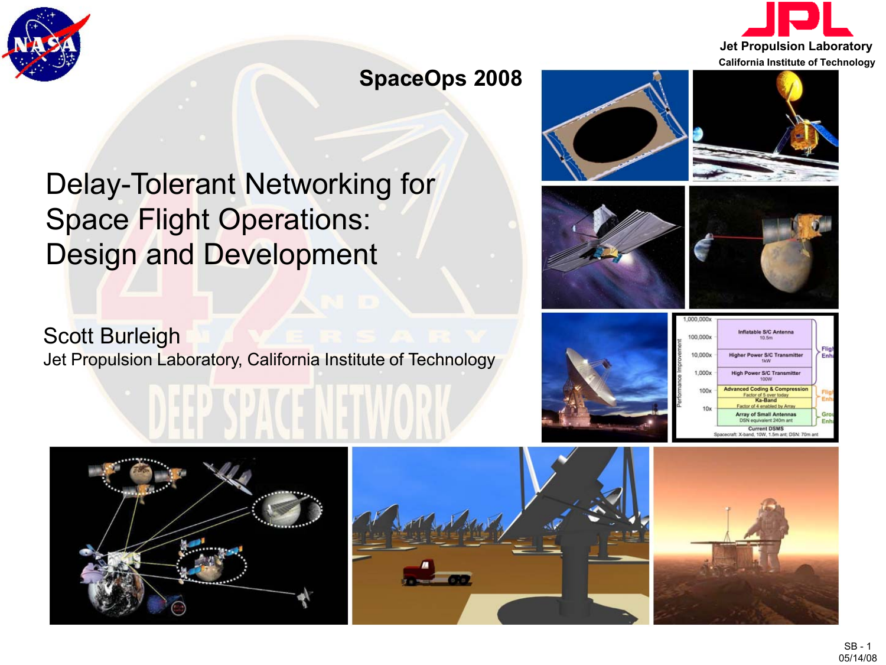SpaceOps 2008

# Delay-Tolerant Networking for Space Flight Operations: Design and Development

Scott Burleigh

Jet Propulsion Laboratory, California Institute of Technology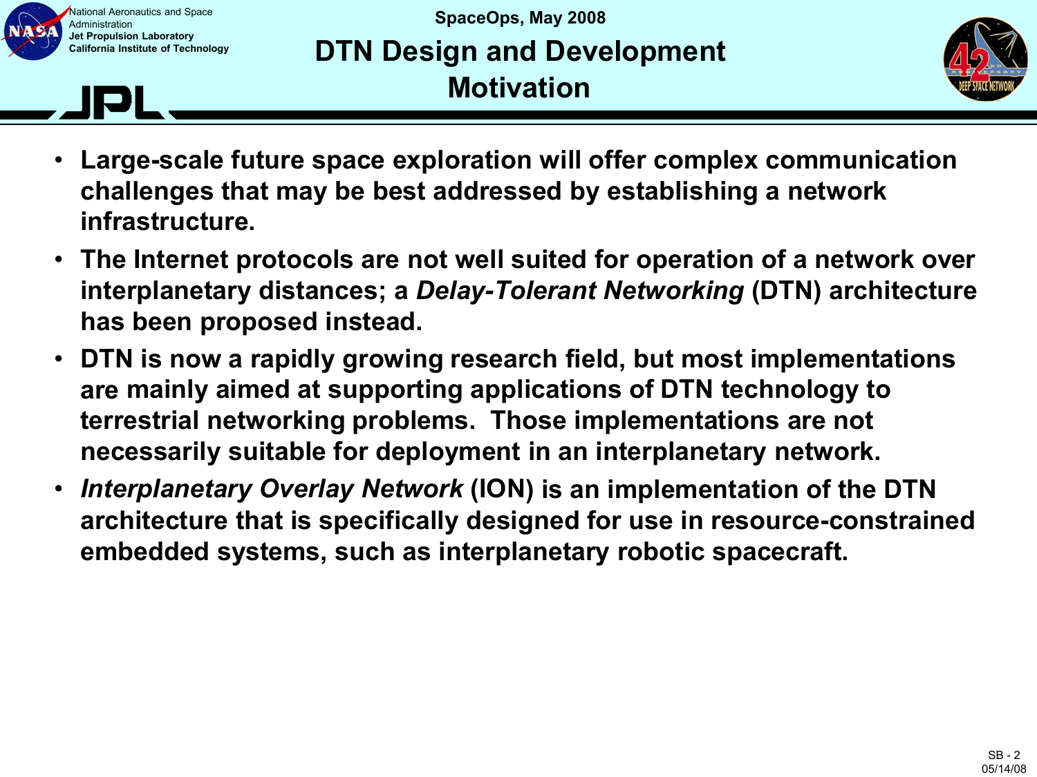# DTN Design and Development Motivation

- **Large-scale future space exploration will offer complex communication challenges that may be best addressed by establishing a network infrastructure.**
- **The Internet protocols are not well suited for operation of a network over interplanetary distances; a *Delay-Tolerant Networking* (DTN) architecture has been proposed instead.**
- **DTN is now a rapidly growing research field, but most implementations are mainly aimed at supporting applications of DTN technology to terrestrial networking problems. Those implementations are not necessarily suitable for deployment in an interplanetary network.**
- ***Interplanetary Overlay Network* (ION) is an implementation of the DTN architecture that is specifically designed for use in resource-constrained embedded systems, such as interplanetary robotic spacecraft.**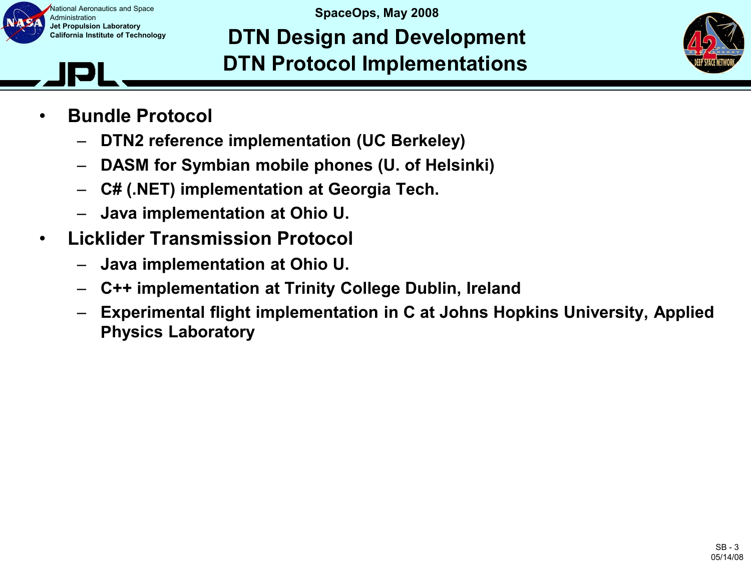# DTN Design and Development
## DTN Protocol Implementations

- **Bundle Protocol**
  - **DTN2 reference implementation (UC Berkeley)**
  - **DASM for Symbian mobile phones (U. of Helsinki)**
  - **C# (.NET) implementation at Georgia Tech.**
  - **Java implementation at Ohio U.**
- **Licklider Transmission Protocol**
  - **Java implementation at Ohio U.**
  - **C++ implementation at Trinity College Dublin, Ireland**
  - **Experimental flight implementation in C at Johns Hopkins University, Applied Physics Laboratory**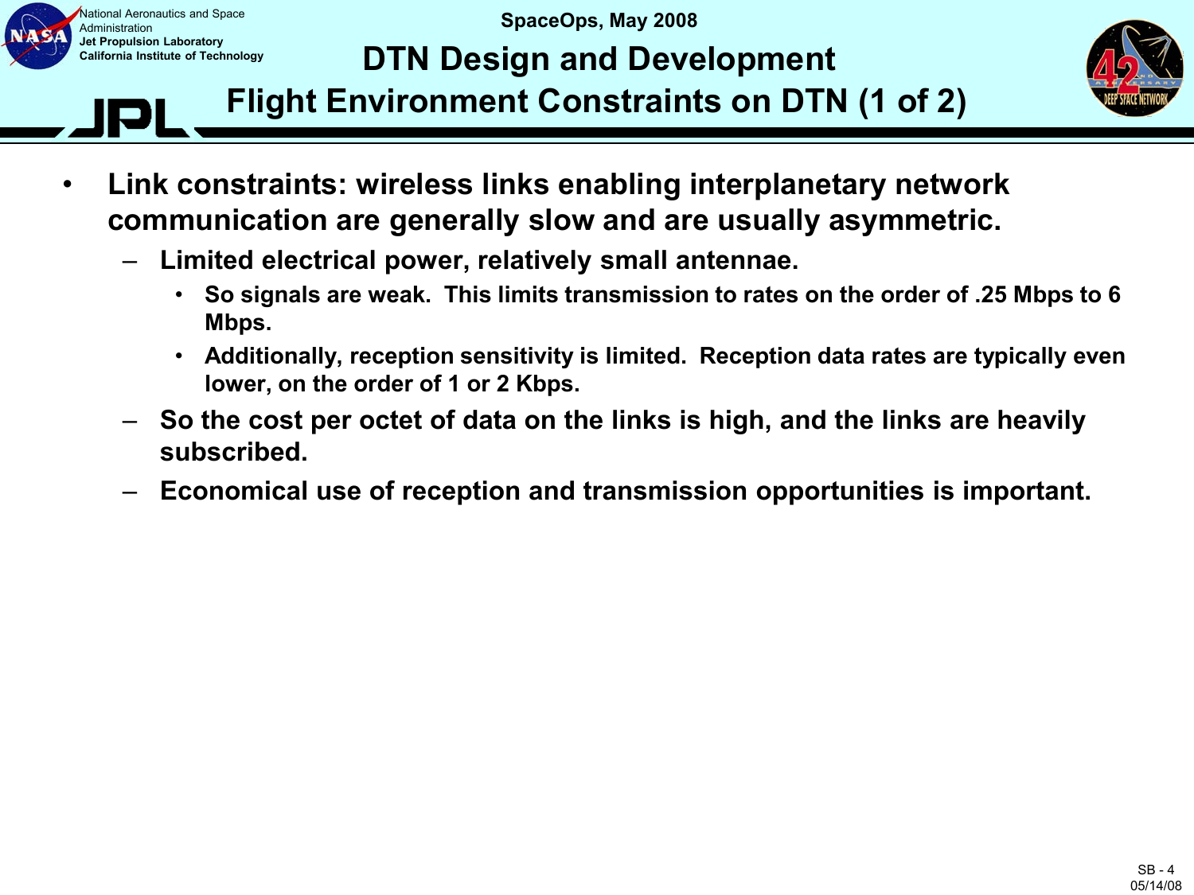# DTN Design and Development

## Flight Environment Constraints on DTN (1 of 2)

- **Link constraints: wireless links enabling interplanetary network communication are generally slow and are usually asymmetric.**
  - **Limited electrical power, relatively small antennae.**
    - **So signals are weak. This limits transmission to rates on the order of .25 Mbps to 6 Mbps.**
    - **Additionally, reception sensitivity is limited. Reception data rates are typically even lower, on the order of 1 or 2 Kbps.**
  - **So the cost per octet of data on the links is high, and the links are heavily subscribed.**
  - **Economical use of reception and transmission opportunities is important.**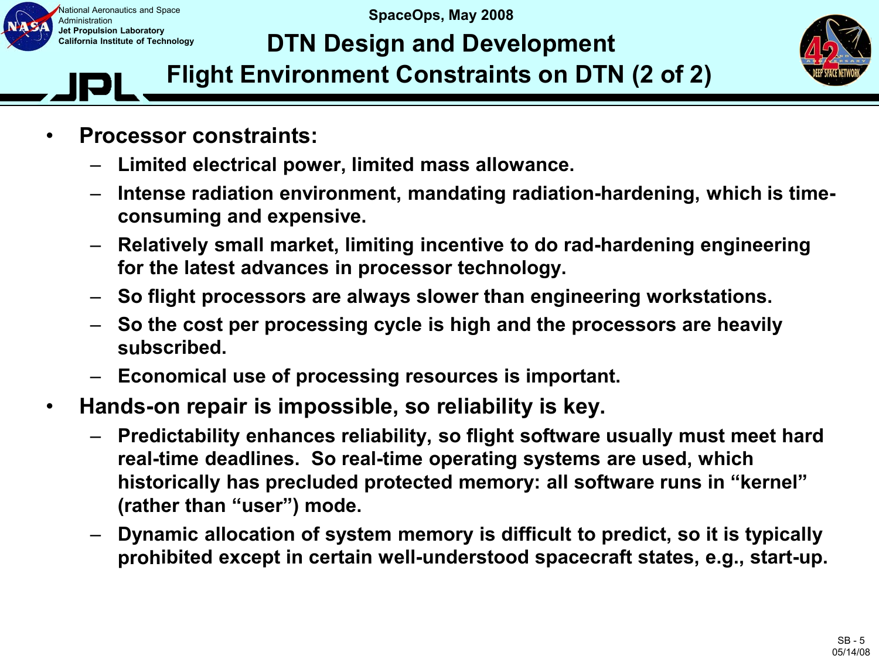# DTN Design and Development

## Flight Environment Constraints on DTN (2 of 2)

- **Processor constraints:**
  - **Limited electrical power, limited mass allowance.**
  - **Intense radiation environment, mandating radiation-hardening, which is time-consuming and expensive.**
  - **Relatively small market, limiting incentive to do rad-hardening engineering for the latest advances in processor technology.**
  - **So flight processors are always slower than engineering workstations.**
  - **So the cost per processing cycle is high and the processors are heavily subscribed.**
  - **Economical use of processing resources is important.**
- **Hands-on repair is impossible, so reliability is key.**
  - **Predictability enhances reliability, so flight software usually must meet hard real-time deadlines. So real-time operating systems are used, which historically has precluded protected memory: all software runs in "kernel" (rather than "user") mode.**
  - **Dynamic allocation of system memory is difficult to predict, so it is typically prohibited except in certain well-understood spacecraft states, e.g., start-up.**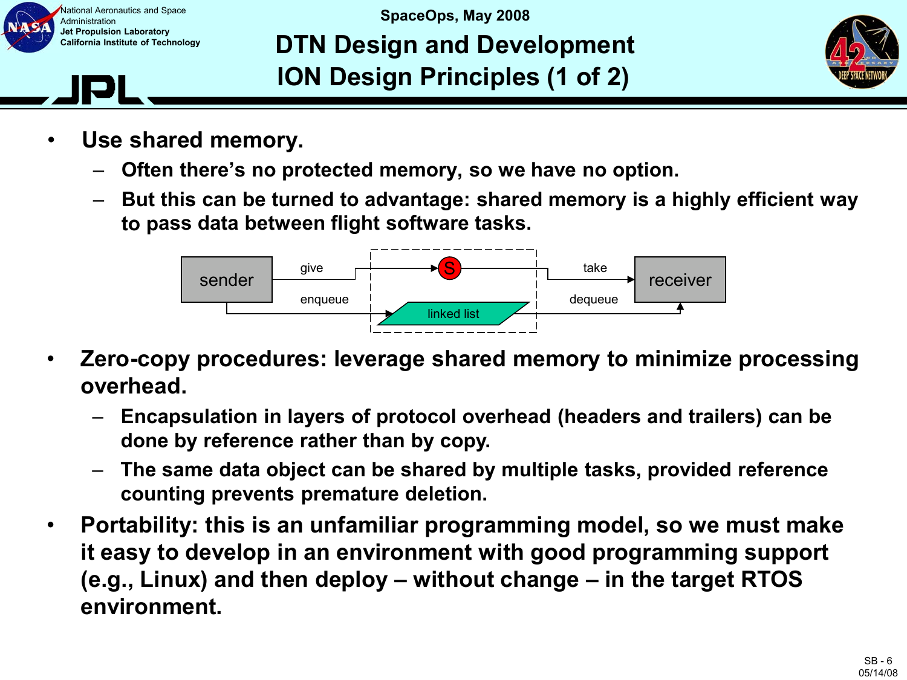# DTN Design and Development
## ION Design Principles (1 of 2)

- **Use shared memory.**
  - **Often there's no protected memory, so we have no option.**
  - **But this can be turned to advantage: shared memory is a highly efficient way to pass data between flight software tasks.**

sender — give → S → take — receiver

sender — enqueue → linked list → dequeue — receiver

- **Zero-copy procedures: leverage shared memory to minimize processing overhead.**
  - **Encapsulation in layers of protocol overhead (headers and trailers) can be done by reference rather than by copy.**
  - **The same data object can be shared by multiple tasks, provided reference counting prevents premature deletion.**
- **Portability: this is an unfamiliar programming model, so we must make it easy to develop in an environment with good programming support (e.g., Linux) and then deploy – without change – in the target RTOS environment.**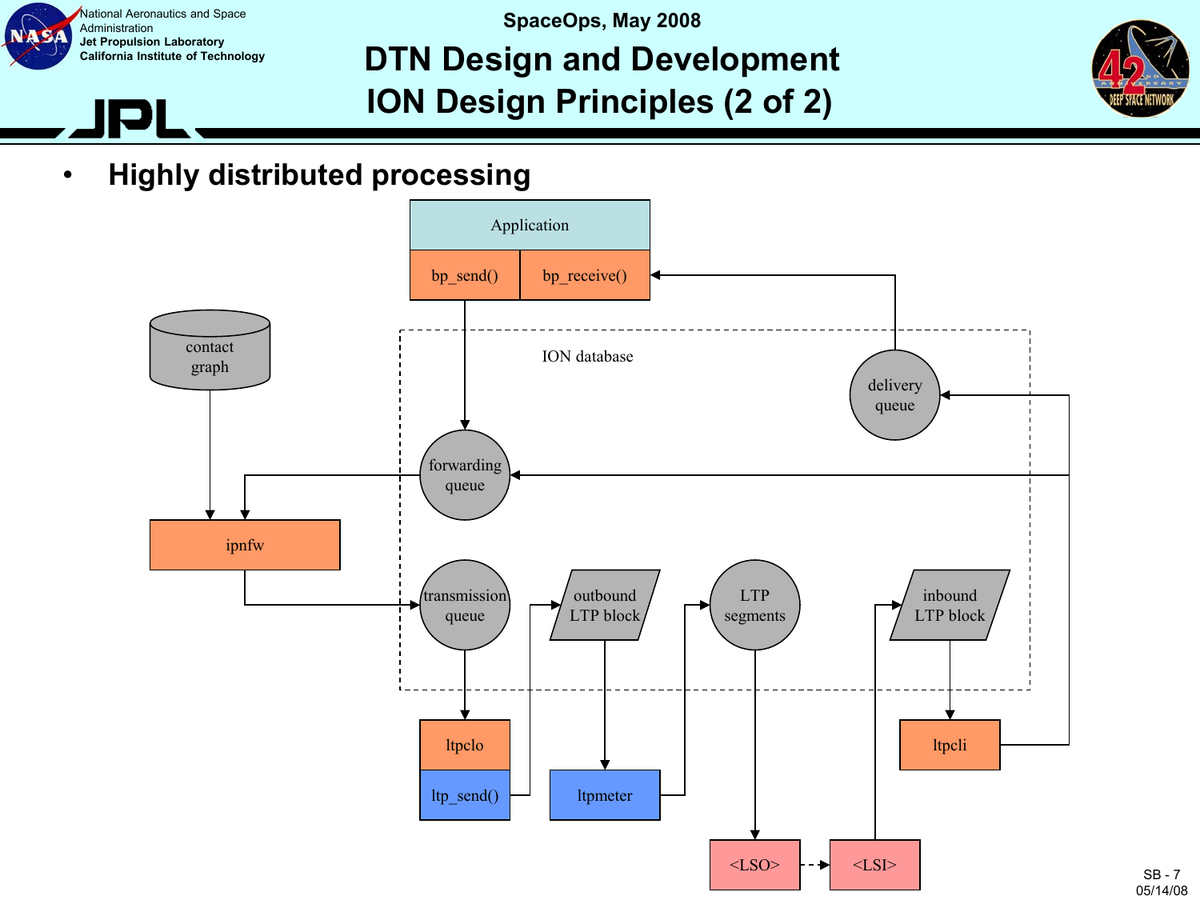# DTN Design and Development
## ION Design Principles (2 of 2)

- **Highly distributed processing**

Application

bp_send() | bp_receive()

contact graph

ION database

forwarding queue

delivery queue

ipnfw

transmission queue

outbound LTP block

LTP segments

inbound LTP block

ltpclo

ltp_send()

ltpmeter

ltpcli

<LSO>

<LSI>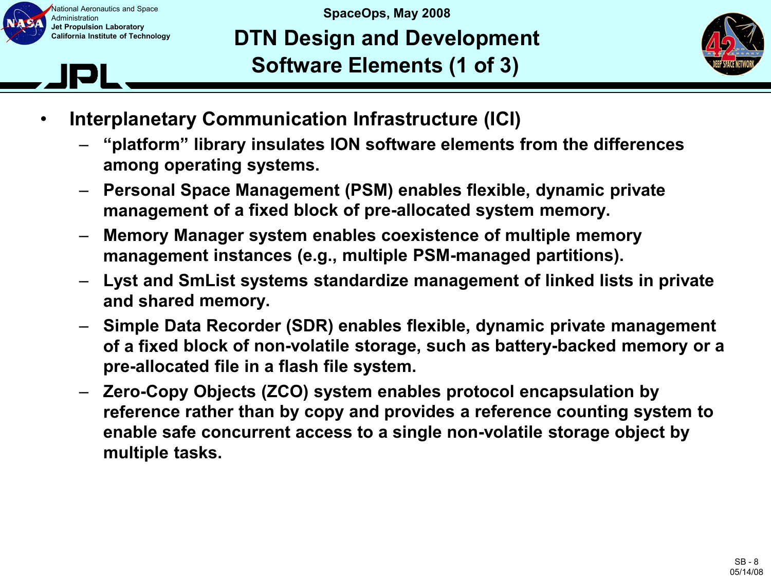# DTN Design and Development Software Elements (1 of 3)

- **Interplanetary Communication Infrastructure (ICI)**
  - **"platform" library insulates ION software elements from the differences among operating systems.**
  - **Personal Space Management (PSM) enables flexible, dynamic private management of a fixed block of pre-allocated system memory.**
  - **Memory Manager system enables coexistence of multiple memory management instances (e.g., multiple PSM-managed partitions).**
  - **Lyst and SmList systems standardize management of linked lists in private and shared memory.**
  - **Simple Data Recorder (SDR) enables flexible, dynamic private management of a fixed block of non-volatile storage, such as battery-backed memory or a pre-allocated file in a flash file system.**
  - **Zero-Copy Objects (ZCO) system enables protocol encapsulation by reference rather than by copy and provides a reference counting system to enable safe concurrent access to a single non-volatile storage object by multiple tasks.**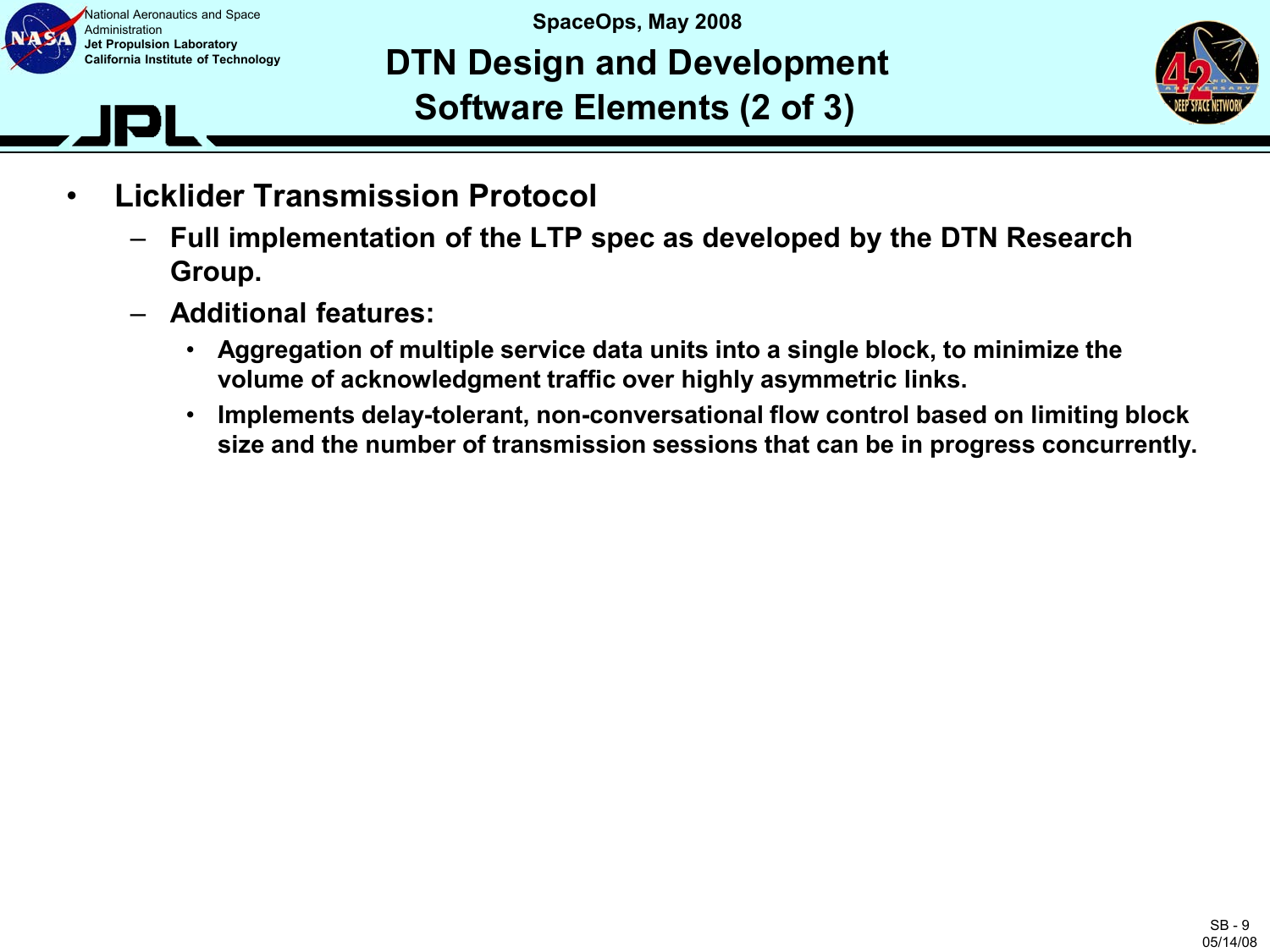# DTN Design and Development Software Elements (2 of 3)

- **Licklider Transmission Protocol**
  - **Full implementation of the LTP spec as developed by the DTN Research Group.**
  - **Additional features:**
    - **Aggregation of multiple service data units into a single block, to minimize the volume of acknowledgment traffic over highly asymmetric links.**
    - **Implements delay-tolerant, non-conversational flow control based on limiting block size and the number of transmission sessions that can be in progress concurrently.**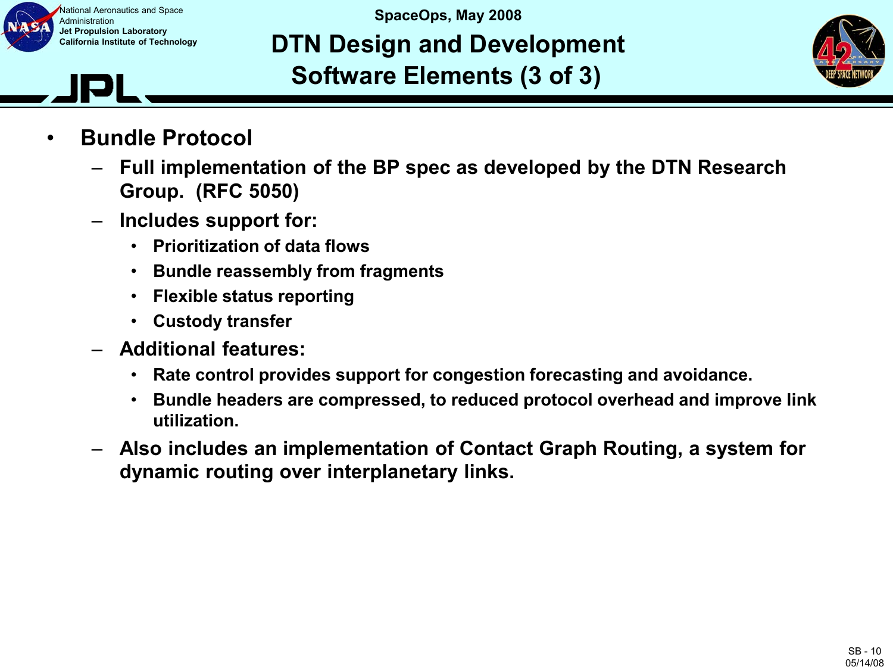# DTN Design and Development Software Elements (3 of 3)

- **Bundle Protocol**
  - **Full implementation of the BP spec as developed by the DTN Research Group. (RFC 5050)**
  - **Includes support for:**
    - **Prioritization of data flows**
    - **Bundle reassembly from fragments**
    - **Flexible status reporting**
    - **Custody transfer**
  - **Additional features:**
    - **Rate control provides support for congestion forecasting and avoidance.**
    - **Bundle headers are compressed, to reduced protocol overhead and improve link utilization.**
  - **Also includes an implementation of Contact Graph Routing, a system for dynamic routing over interplanetary links.**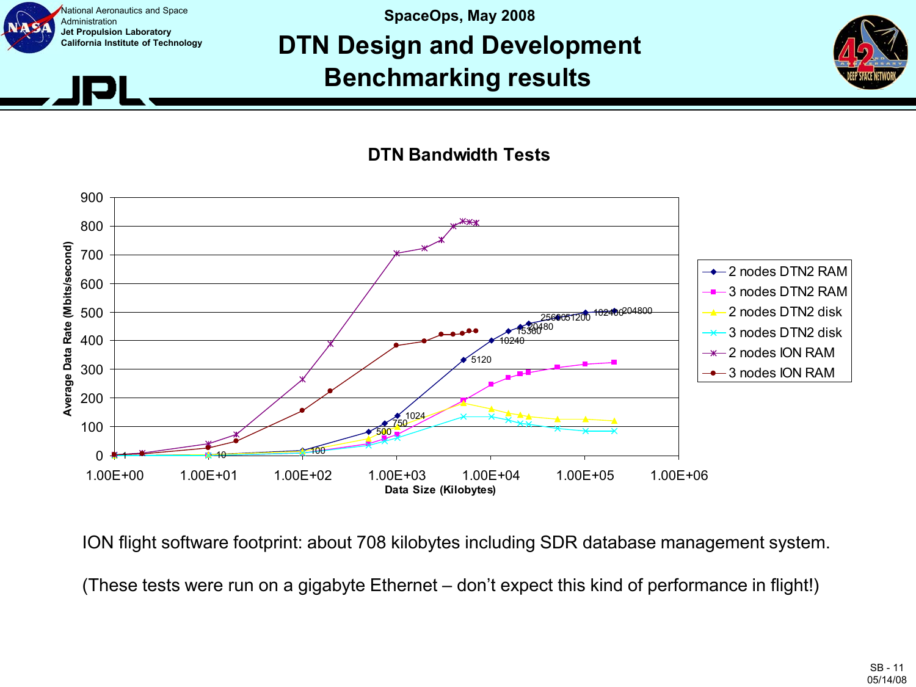# DTN Design and Development Benchmarking results

**DTN Bandwidth Tests**

ION flight software footprint: about 708 kilobytes including SDR database management system.

(These tests were run on a gigabyte Ethernet – don't expect this kind of performance in flight!)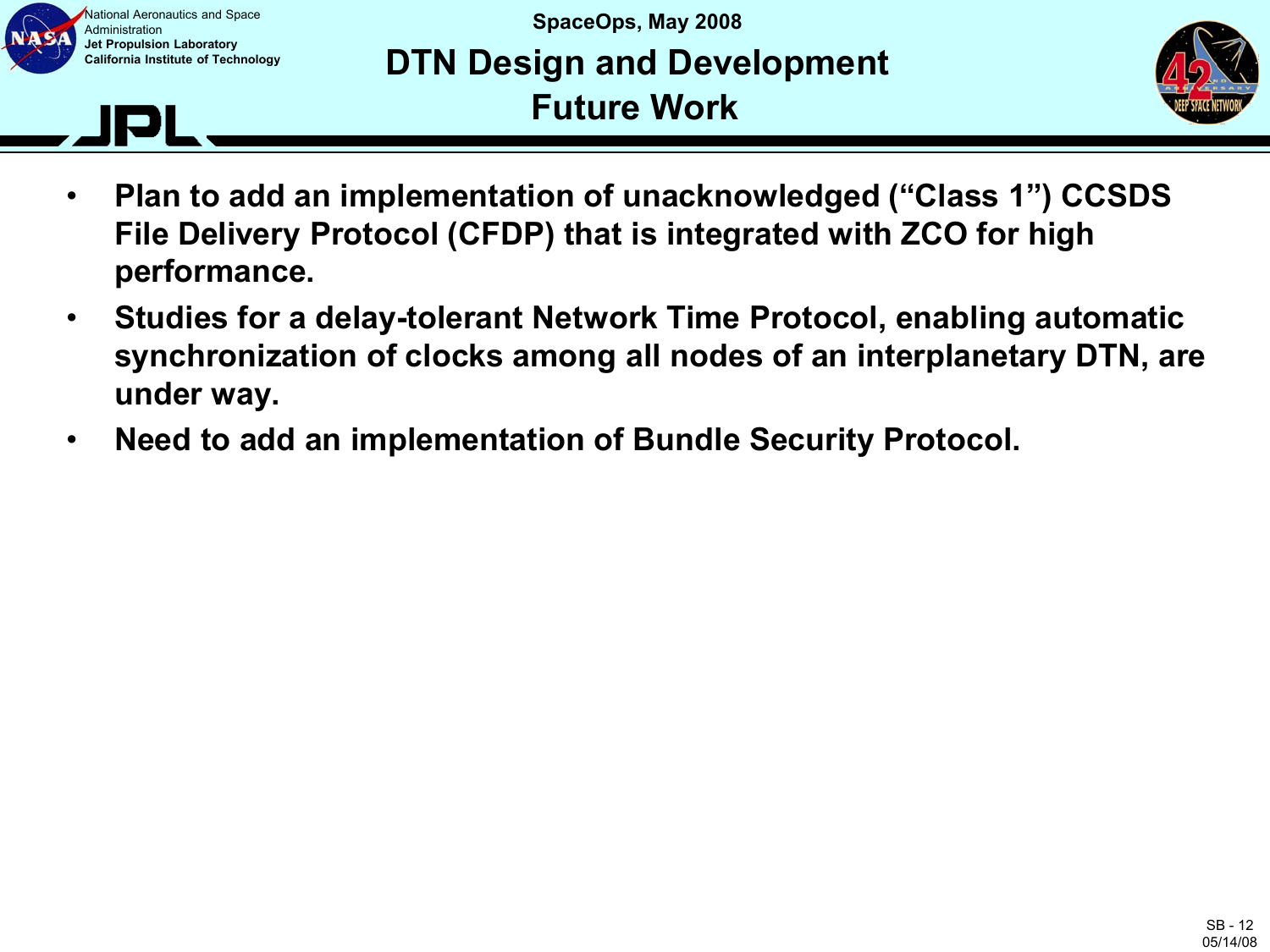# DTN Design and Development Future Work

- Plan to add an implementation of unacknowledged (“Class 1”) CCSDS File Delivery Protocol (CFDP) that is integrated with ZCO for high performance.
- Studies for a delay-tolerant Network Time Protocol, enabling automatic synchronization of clocks among all nodes of an interplanetary DTN, are under way.
- Need to add an implementation of Bundle Security Protocol.